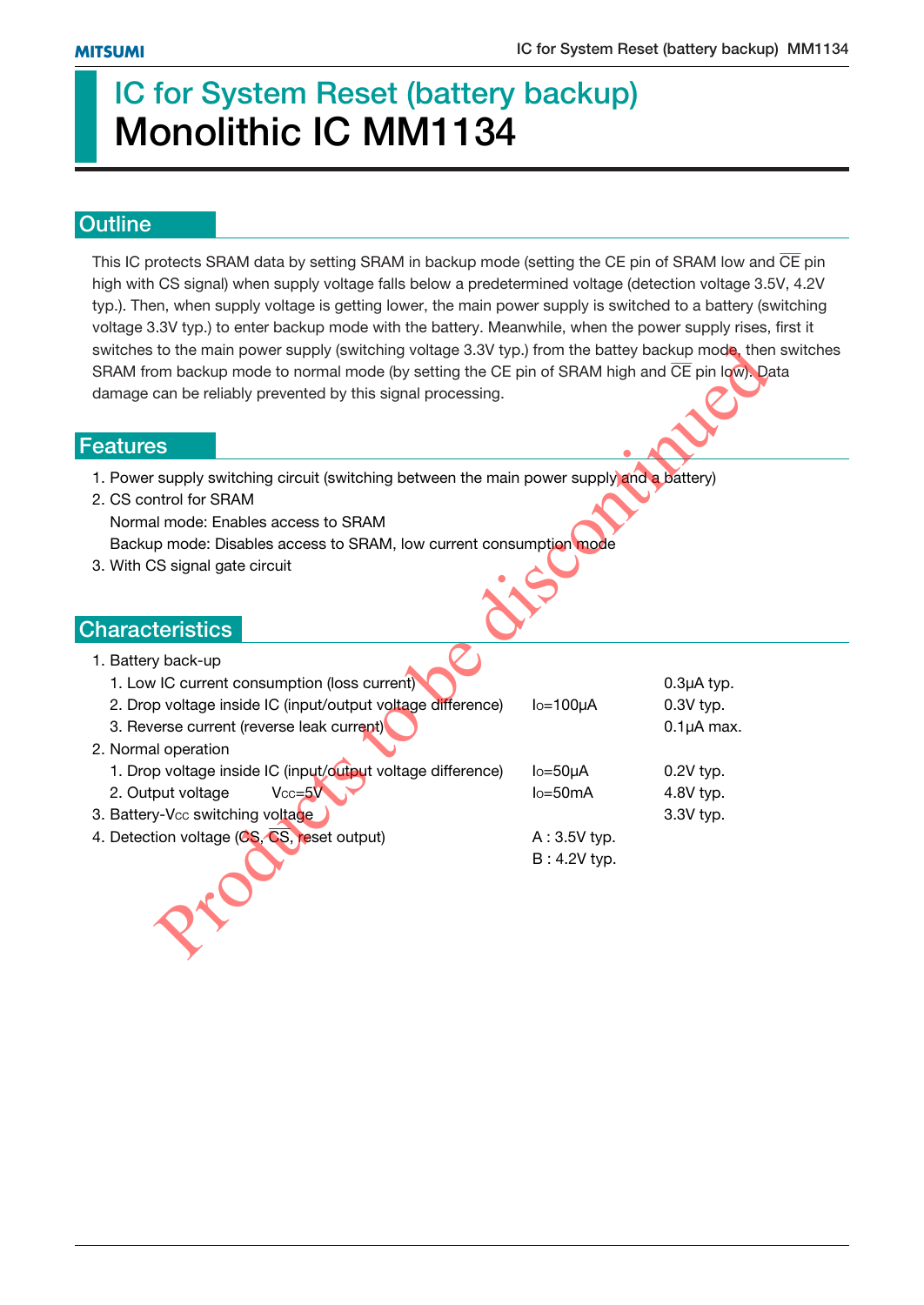# IC for System Reset (battery backup)
# Monolithic IC MM1134

## Outline

This IC protects SRAM data by setting SRAM in backup mode (setting the CE pin of SRAM low and $\overline{CE}$ pin high with CS signal) when supply voltage falls below a predetermined voltage (detection voltage 3.5V, 4.2V typ.). Then, when supply voltage is getting lower, the main power supply is switched to a battery (switching voltage 3.3V typ.) to enter backup mode with the battery. Meanwhile, when the power supply rises, first it switches to the main power supply (switching voltage 3.3V typ.) from the battey backup mode, then switches SRAM from backup mode to normal mode (by setting the CE pin of SRAM high and $\overline{CE}$ pin low). Data damage can be reliably prevented by this signal processing.

## Features

1. Power supply switching circuit (switching between the main power supply and a battery)
2. CS control for SRAM
   Normal mode: Enables access to SRAM
   Backup mode: Disables access to SRAM, low current consumption mode
3. With CS signal gate circuit

## Characteristics

1. Battery back-up
   1. Low IC current consumption (loss current) — 0.3μA typ.
   2. Drop voltage inside IC (input/output voltage difference) — $I_O$=100μA — 0.3V typ.
   3. Reverse current (reverse leak current) — 0.1μA max.
2. Normal operation
   1. Drop voltage inside IC (input/output voltage difference) — $I_O$=50μA — 0.2V typ.
   2. Output voltage $V_{CC}$=5V — $I_O$=50mA — 4.8V typ.
3. Battery-$V_{CC}$ switching voltage — 3.3V typ.
4. Detection voltage (CS, $\overline{CS}$, reset output) — A : 3.5V typ.
   B : 4.2V typ.

Products to be discontinued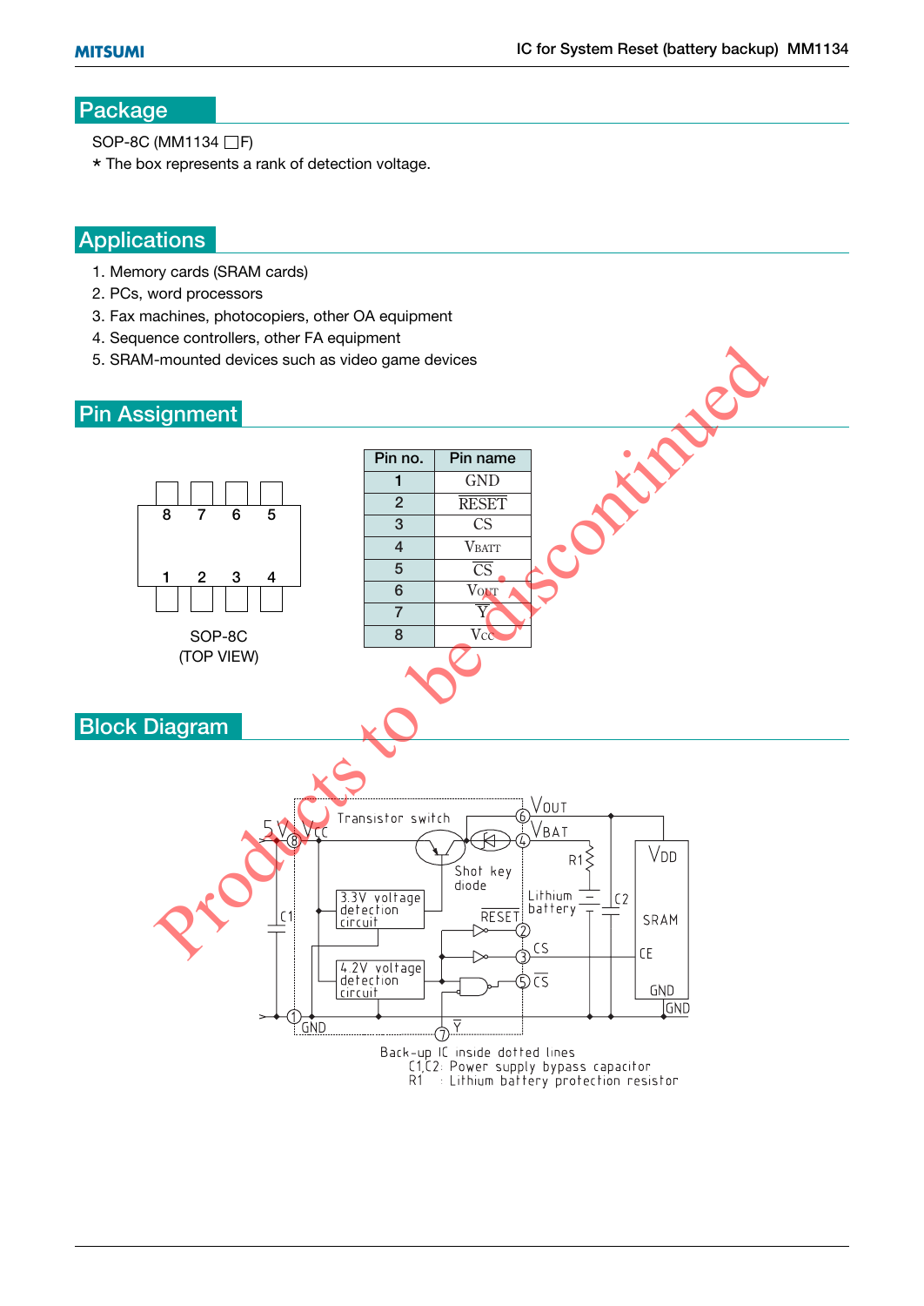## Package

SOP-8C (MM1134 □F)

* The box represents a rank of detection voltage.

## Applications

1. Memory cards (SRAM cards)
2. PCs, word processors
3. Fax machines, photocopiers, other OA equipment
4. Sequence controllers, other FA equipment
5. SRAM-mounted devices such as video game devices

## Pin Assignment

SOP-8C

(TOP VIEW)

| Pin no. | Pin name |
|---|---|
| 1 | GND |
| 2 | $\overline{\text{RESET}}$ |
| 3 | CS |
| 4 | $V_{BATT}$ |
| 5 | $\overline{\text{CS}}$ |
| 6 | $V_{OUT}$ |
| 7 | $\overline{\text{Y}}$ |
| 8 | $V_{CC}$ |

## Block Diagram

Back-up IC inside dotted lines

C1,C2: Power supply bypass capacitor

R1 : Lithium battery protection resistor

Products to be discontinued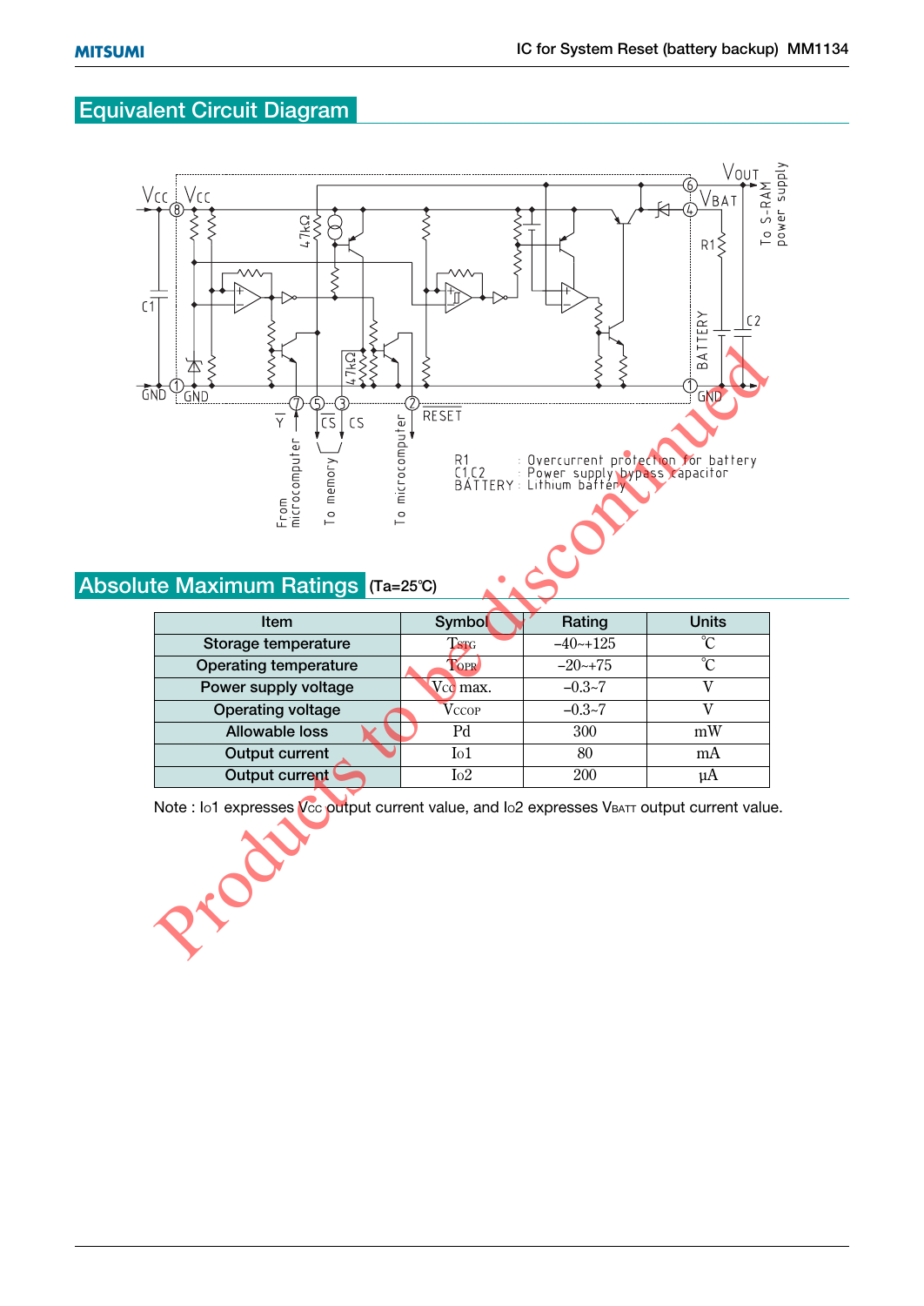## Equivalent Circuit Diagram

R1 : Overcurrent protection for battery
C1,C2 : Power supply bypass capacitor
BATTERY : Lithium battery

## Absolute Maximum Ratings (Ta=25℃)

| Item | Symbol | Rating | Units |
|---|---|---|---|
| Storage temperature | $T_{STG}$ | −40~+125 | ℃ |
| Operating temperature | $T_{OPR}$ | −20~+75 | ℃ |
| Power supply voltage | $V_{CC}$ max. | −0.3~7 | V |
| Operating voltage | $V_{CCOP}$ | −0.3~7 | V |
| Allowable loss | Pd | 300 | mW |
| Output current | $I_{O}1$ | 80 | mA |
| Output current | $I_{O}2$ | 200 | µA |

Note : $I_{O}1$ expresses $V_{CC}$ output current value, and $I_{O}2$ expresses $V_{BATT}$ output current value.

Products to be discontinued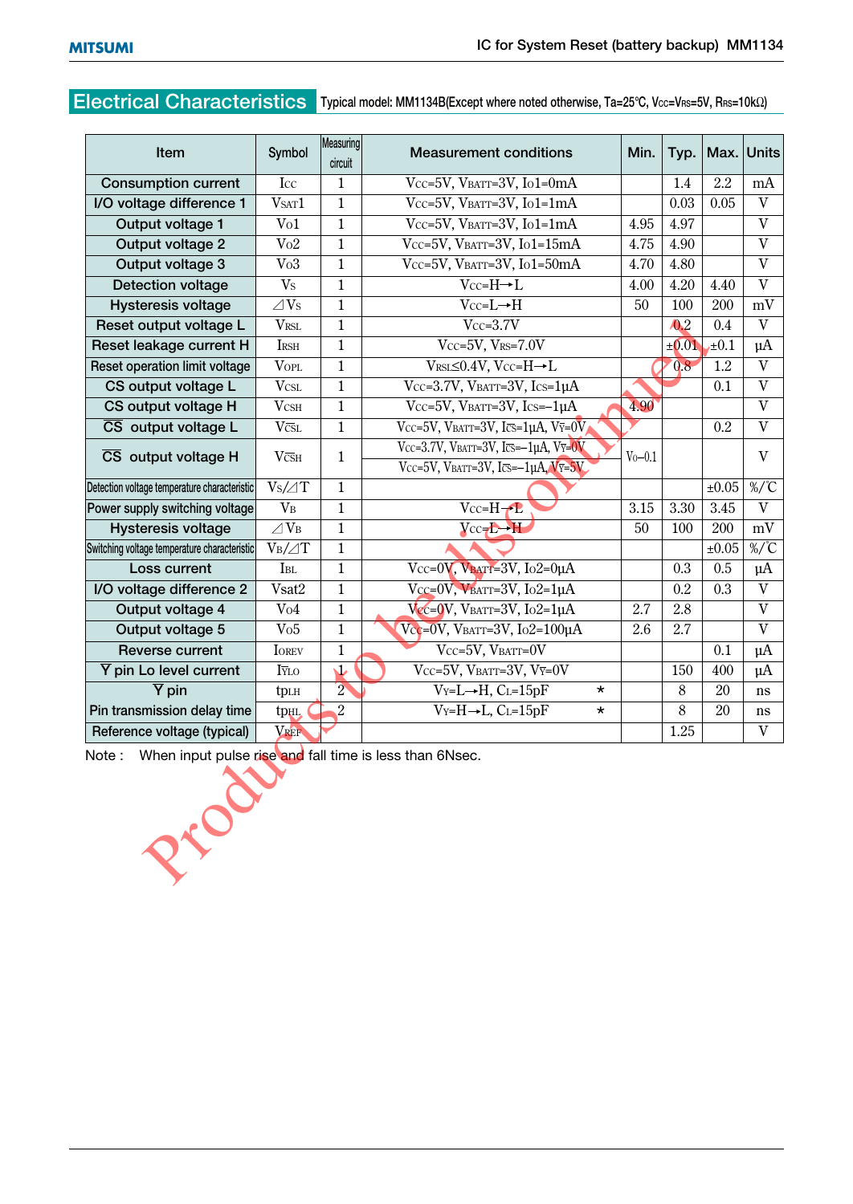## Electrical Characteristics

Typical model: MM1134B(Except where noted otherwise, Ta=25°C, $V_{CC}$=$V_{RS}$=5V, $R_{RS}$=10kΩ)

| Item | Symbol | Measuring circuit | Measurement conditions | Min. | Typ. | Max. | Units |
|---|---|---|---|---|---|---|---|
| Consumption current | $I_{CC}$ | 1 | $V_{CC}$=5V, $V_{BATT}$=3V, $I_{O1}$=0mA | | 1.4 | 2.2 | mA |
| I/O voltage difference 1 | $V_{SAT1}$ | 1 | $V_{CC}$=5V, $V_{BATT}$=3V, $I_{O1}$=1mA | | 0.03 | 0.05 | V |
| Output voltage 1 | $V_{O1}$ | 1 | $V_{CC}$=5V, $V_{BATT}$=3V, $I_{O1}$=1mA | 4.95 | 4.97 | | V |
| Output voltage 2 | $V_{O2}$ | 1 | $V_{CC}$=5V, $V_{BATT}$=3V, $I_{O1}$=15mA | 4.75 | 4.90 | | V |
| Output voltage 3 | $V_{O3}$ | 1 | $V_{CC}$=5V, $V_{BATT}$=3V, $I_{O1}$=50mA | 4.70 | 4.80 | | V |
| Detection voltage | $V_S$ | 1 | $V_{CC}$=H→L | 4.00 | 4.20 | 4.40 | V |
| Hysteresis voltage | $\Delta V_S$ | 1 | $V_{CC}$=L→H | 50 | 100 | 200 | mV |
| Reset output voltage L | $V_{RSL}$ | 1 | $V_{CC}$=3.7V | | 0.2 | 0.4 | V |
| Reset leakage current H | $I_{RSH}$ | 1 | $V_{CC}$=5V, $V_{RS}$=7.0V | | ±0.01 | ±0.1 | µA |
| Reset operation limit voltage | $V_{OPL}$ | 1 | $V_{RSL}$≤0.4V, $V_{CC}$=H→L | | 0.8 | 1.2 | V |
| CS output voltage L | $V_{CSL}$ | 1 | $V_{CC}$=3.7V, $V_{BATT}$=3V, $I_{CS}$=1µA | | | 0.1 | V |
| CS output voltage H | $V_{CSH}$ | 1 | $V_{CC}$=5V, $V_{BATT}$=3V, $I_{CS}$=−1µA | 4.90 | | | V |
| $\overline{CS}$ output voltage L | $V_{\overline{CS}L}$ | 1 | $V_{CC}$=5V, $V_{BATT}$=3V, $I_{\overline{CS}}$=1µA, $V_{\overline{Y}}$=0V | | | 0.2 | V |
| $\overline{CS}$ output voltage H | $V_{\overline{CS}H}$ | 1 | $V_{CC}$=3.7V, $V_{BATT}$=3V, $I_{\overline{CS}}$=−1µA, $V_{\overline{Y}}$=0V<br>$V_{CC}$=5V, $V_{BATT}$=3V, $I_{\overline{CS}}$=−1µA, $V_{\overline{Y}}$=5V | $V_O$−0.1 | | | V |
| Detection voltage temperature characteristic | $V_S/\Delta T$ | 1 | | | | ±0.05 | %/°C |
| Power supply switching voltage | $V_B$ | 1 | $V_{CC}$=H→L | 3.15 | 3.30 | 3.45 | V |
| Hysteresis voltage | $\Delta V_B$ | 1 | $V_{CC}$=L→H | 50 | 100 | 200 | mV |
| Switching voltage temperature characteristic | $V_B/\Delta T$ | 1 | | | | ±0.05 | %/°C |
| Loss current | $I_{BL}$ | 1 | $V_{CC}$=0V, $V_{BATT}$=3V, $I_{O2}$=0µA | | 0.3 | 0.5 | µA |
| I/O voltage difference 2 | Vsat2 | 1 | $V_{CC}$=0V, $V_{BATT}$=3V, $I_{O2}$=1µA | | 0.2 | 0.3 | V |
| Output voltage 4 | $V_{O4}$ | 1 | $V_{CC}$=0V, $V_{BATT}$=3V, $I_{O2}$=1µA | 2.7 | 2.8 | | V |
| Output voltage 5 | $V_{O5}$ | 1 | $V_{CC}$=0V, $V_{BATT}$=3V, $I_{O2}$=100µA | 2.6 | 2.7 | | V |
| Reverse current | $I_{OREV}$ | 1 | $V_{CC}$=5V, $V_{BATT}$=0V | | | 0.1 | µA |
| $\overline{Y}$ pin Lo level current | $I_{\overline{Y}LO}$ | 1 | $V_{CC}$=5V, $V_{BATT}$=3V, $V_{\overline{Y}}$=0V | | 150 | 400 | µA |
| $\overline{Y}$ pin Pin transmission delay time | $t_{pLH}$ | 2 | $V_Y$=L→H, $C_L$=15pF * | | 8 | 20 | ns |
| | $t_{pHL}$ | 2 | $V_Y$=H→L, $C_L$=15pF * | | 8 | 20 | ns |
| Reference voltage (typical) | $V_{REF}$ | | | | 1.25 | | V |

Note : When input pulse rise and fall time is less than 6Nsec.

Products to be discontinued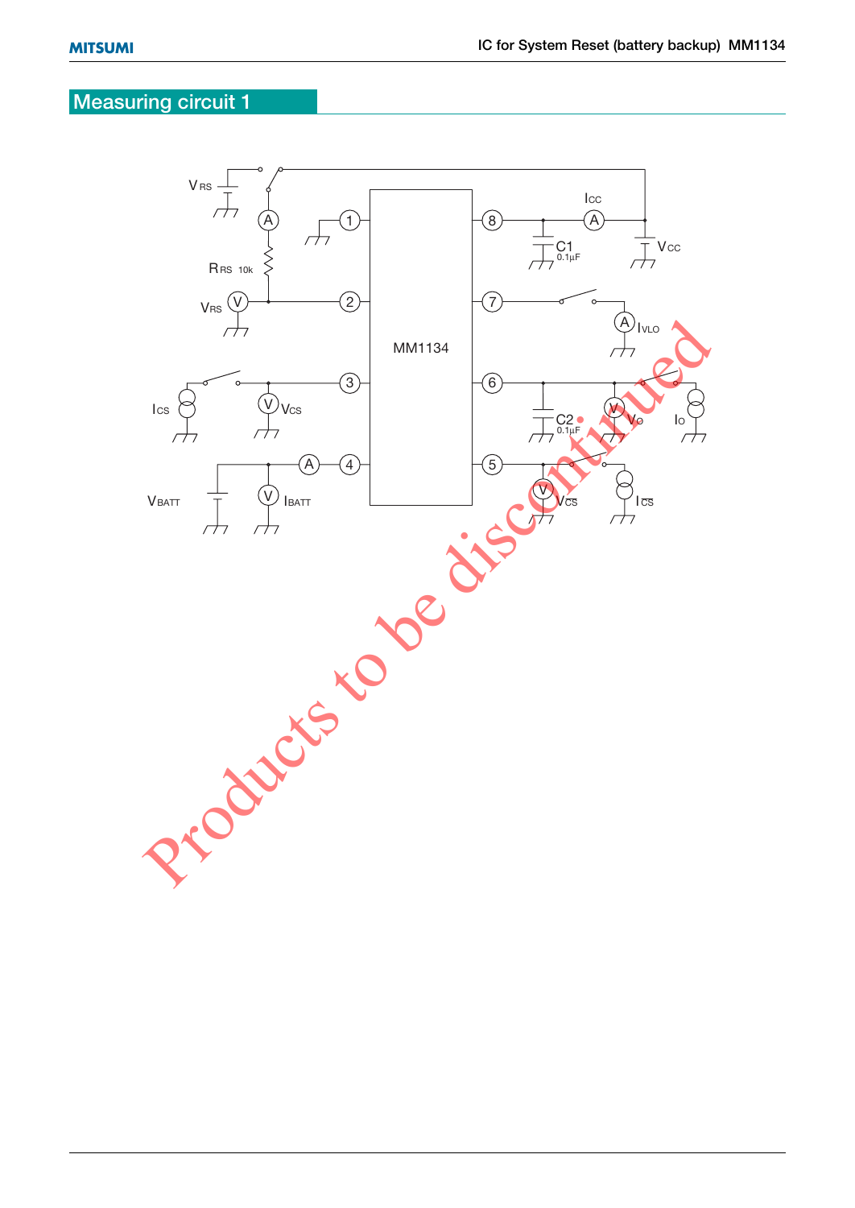## Measuring circuit 1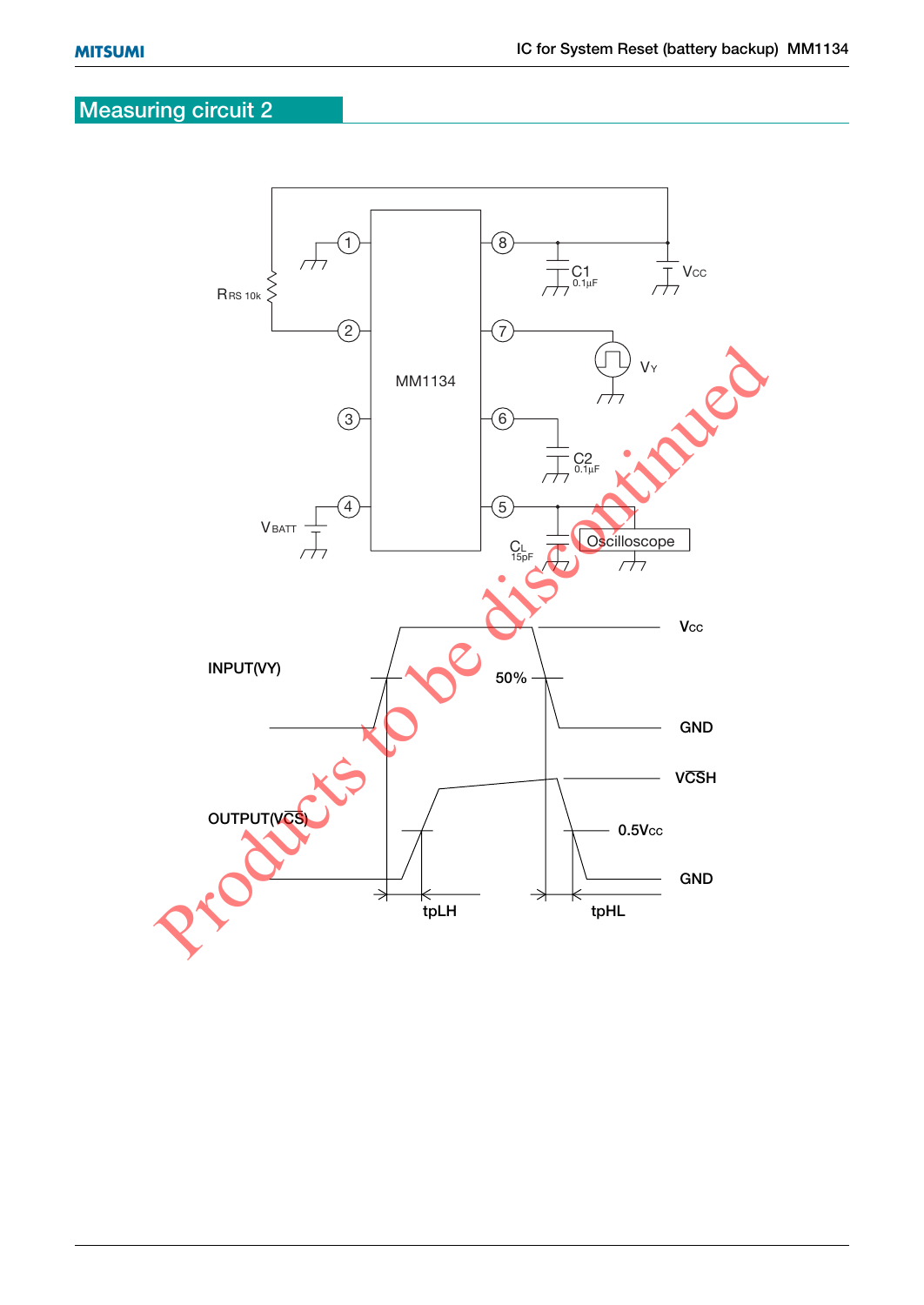## Measuring circuit 2

MM1134

$R_{RS}$ 10k

$V_{BATT}$

C1 0.1µF

$V_{CC}$

$V_Y$

C2 0.1µF

$C_L$ 15pF

Oscilloscope

INPUT(VY)

50%

$V_{CC}$

GND

OUTPUT($V\overline{CS}$)

$V\overline{CS}H$

$0.5V_{CC}$

GND

tpLH

tpHL

Products to be discontinued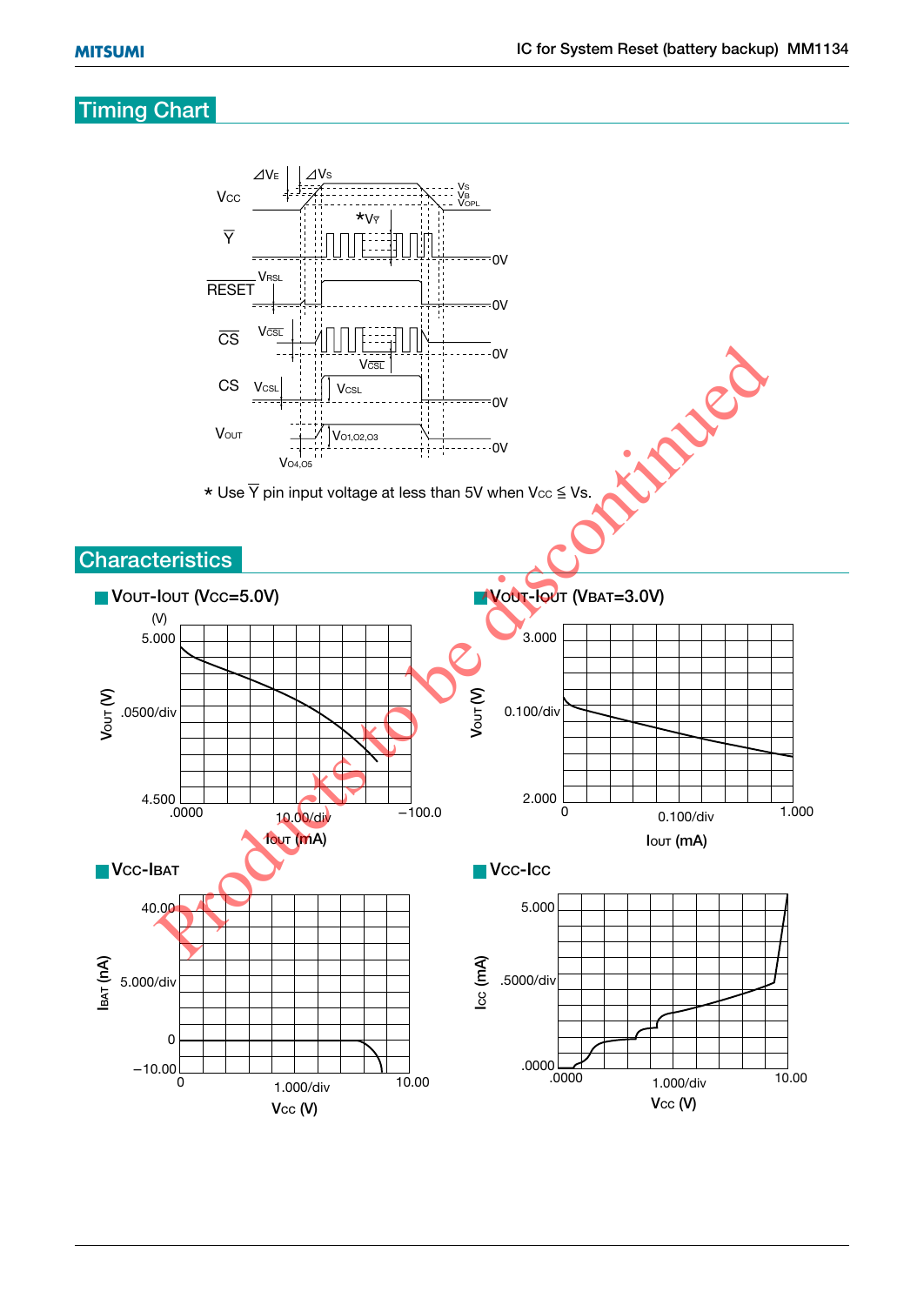## Timing Chart

★ Use $\overline{Y}$ pin input voltage at less than 5V when $V_{CC} \leqq V_S$.

## Characteristics

■ $V_{OUT}$-$I_{OUT}$ ($V_{CC}$=5.0V)

■ $V_{OUT}$-$I_{OUT}$ ($V_{BAT}$=3.0V)

■ $V_{CC}$-$I_{BAT}$

■ $V_{CC}$-$I_{CC}$

Products to be discontinued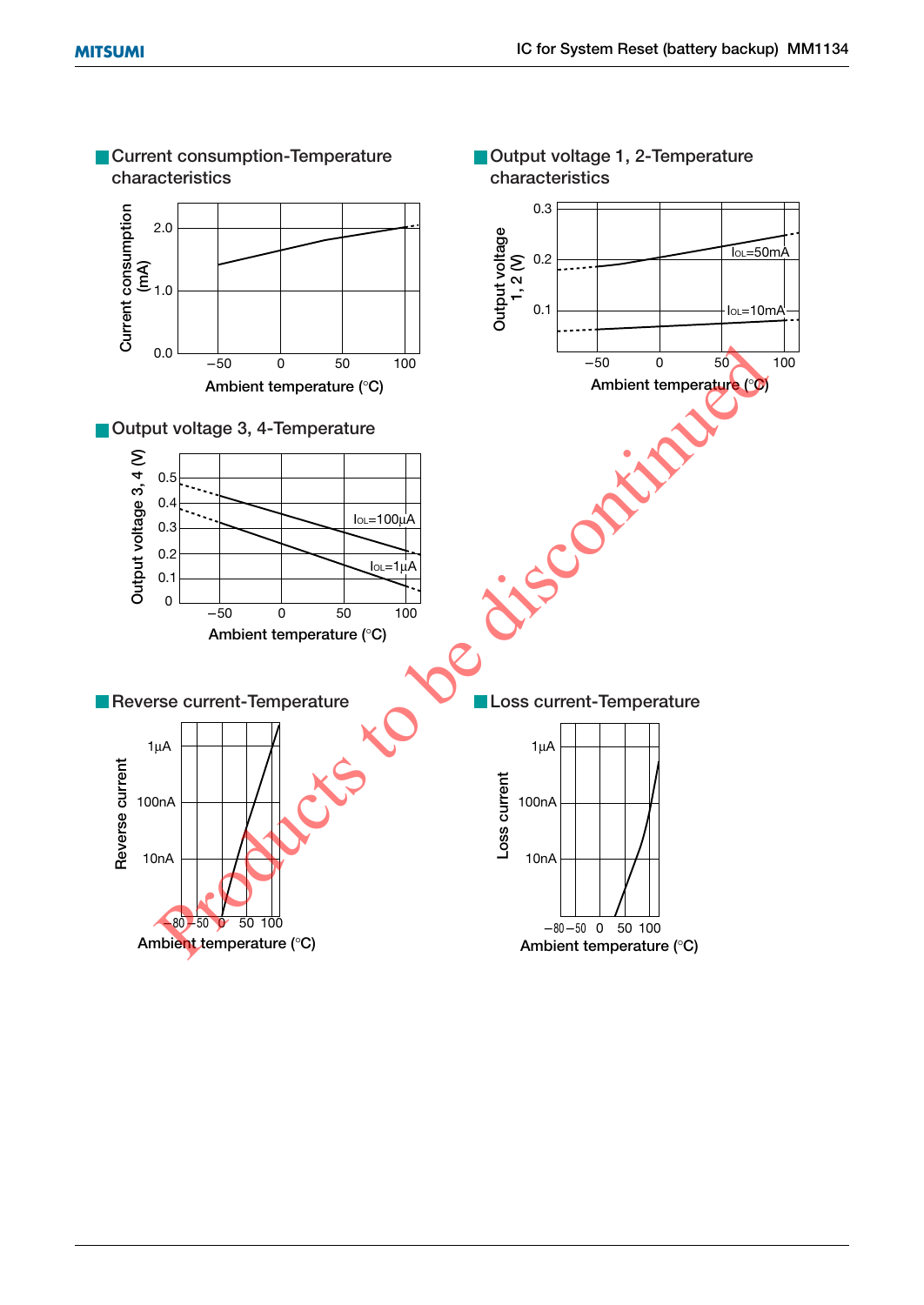## Current consumption-Temperature characteristics

Current consumption (mA)

2.0
1.0
0.0

−50 0 50 100

Ambient temperature (°C)

## Output voltage 1, 2-Temperature characteristics

Output voltage 1, 2 (V)

0.3
0.2
0.1

IOL=50mA
IOL=10mA

−50 0 50 100

Ambient temperature (°C)

## Output voltage 3, 4-Temperature

Output voltage 3, 4 (V)

0.5
0.4
0.3
0.2
0.1
0

IOL=100µA
IOL=1µA

−50 0 50 100

Ambient temperature (°C)

Products to be discontinued

## Reverse current-Temperature

Reverse current

1µA
100nA
10nA

−80 −50 0 50 100

Ambient temperature (°C)

## Loss current-Temperature

Loss current

1µA
100nA
10nA

−80 −50 0 50 100

Ambient temperature (°C)